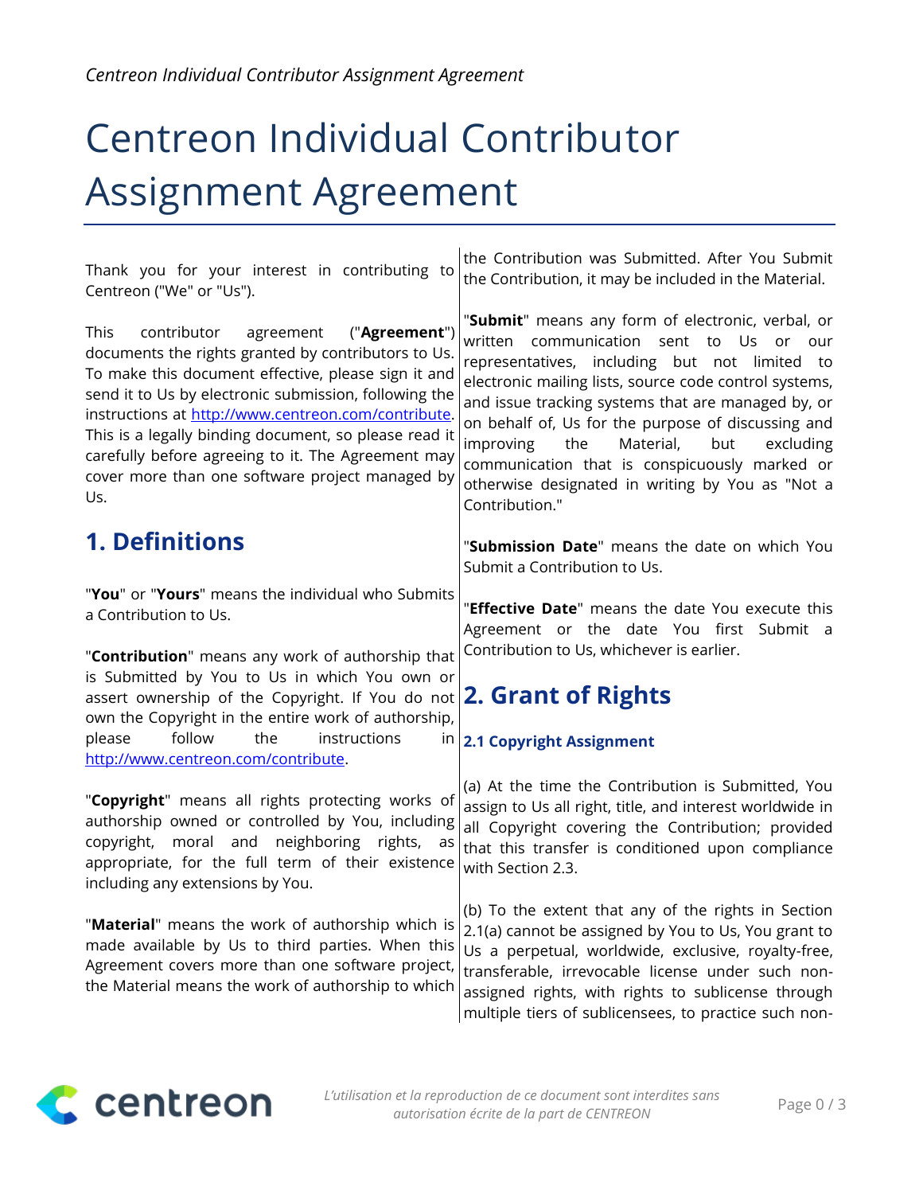# Centreon Individual Contributor Assignment Agreement

Thank you for your interest in contributing to Centreon ("We" or "Us").

This contributor agreement ("**Agreement**") documents the rights granted by contributors to Us. To make this document effective, please sign it and send it to Us by electronic submission, following the instructions at http://www.centreon.com/contribute. This is a legally binding document, so please read it carefully before agreeing to it. The Agreement may cover more than one software project managed by Us.

## 1. Definitions

"**You**" or "**Yours**" means the individual who Submits a Contribution to Us.

"**Contribution**" means any work of authorship that is Submitted by You to Us in which You own or assert ownership of the Copyright. If You do not own the Copyright in the entire work of authorship, please follow the instructions in http://www.centreon.com/contribute.

"**Copyright**" means all rights protecting works of authorship owned or controlled by You, including copyright, moral and neighboring rights, as appropriate, for the full term of their existence including any extensions by You.

"**Material**" means the work of authorship which is made available by Us to third parties. When this Agreement covers more than one software project, the Material means the work of authorship to which the Contribution was Submitted. After You Submit the Contribution, it may be included in the Material.

"**Submit**" means any form of electronic, verbal, or written communication sent to Us or our representatives, including but not limited to electronic mailing lists, source code control systems, and issue tracking systems that are managed by, or on behalf of, Us for the purpose of discussing and improving the Material, but excluding communication that is conspicuously marked or otherwise designated in writing by You as "Not a Contribution."

"**Submission Date**" means the date on which You Submit a Contribution to Us.

"**Effective Date**" means the date You execute this Agreement or the date You first Submit a Contribution to Us, whichever is earlier.

## 2. Grant of Rights

### 2.1 Copyright Assignment

(a) At the time the Contribution is Submitted, You assign to Us all right, title, and interest worldwide in all Copyright covering the Contribution; provided that this transfer is conditioned upon compliance with Section 2.3.

(b) To the extent that any of the rights in Section 2.1(a) cannot be assigned by You to Us, You grant to Us a perpetual, worldwide, exclusive, royalty-free, transferable, irrevocable license under such non-assigned rights, with rights to sublicense through multiple tiers of sublicensees, to practice such non-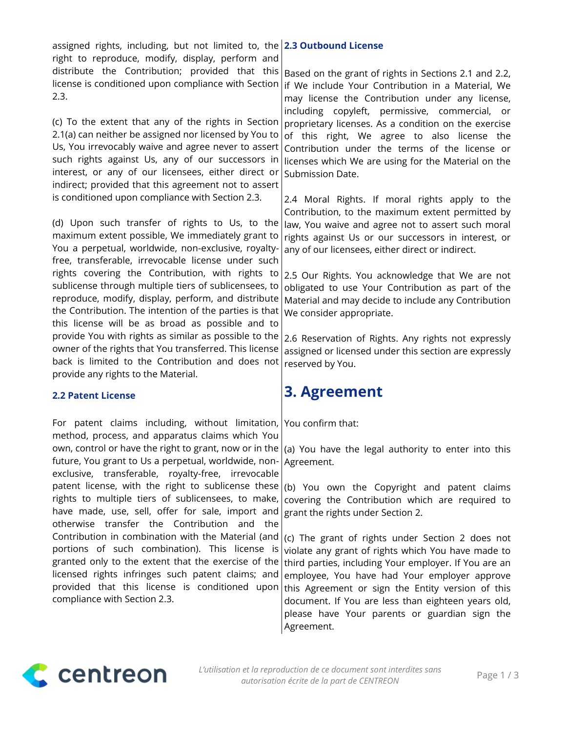assigned rights, including, but not limited to, the right to reproduce, modify, display, perform and distribute the Contribution; provided that this license is conditioned upon compliance with Section 2.3.

(c) To the extent that any of the rights in Section 2.1(a) can neither be assigned nor licensed by You to Us, You irrevocably waive and agree never to assert such rights against Us, any of our successors in interest, or any of our licensees, either direct or indirect; provided that this agreement not to assert is conditioned upon compliance with Section 2.3.

(d) Upon such transfer of rights to Us, to the maximum extent possible, We immediately grant to You a perpetual, worldwide, non-exclusive, royalty-free, transferable, irrevocable license under such rights covering the Contribution, with rights to sublicense through multiple tiers of sublicensees, to reproduce, modify, display, perform, and distribute the Contribution. The intention of the parties is that this license will be as broad as possible and to provide You with rights as similar as possible to the owner of the rights that You transferred. This license back is limited to the Contribution and does not provide any rights to the Material.

### 2.2 Patent License

For patent claims including, without limitation, method, process, and apparatus claims which You own, control or have the right to grant, now or in the future, You grant to Us a perpetual, worldwide, non-exclusive, transferable, royalty-free, irrevocable patent license, with the right to sublicense these rights to multiple tiers of sublicensees, to make, have made, use, sell, offer for sale, import and otherwise transfer the Contribution and the Contribution in combination with the Material (and portions of such combination). This license is granted only to the extent that the exercise of the licensed rights infringes such patent claims; and provided that this license is conditioned upon compliance with Section 2.3.

### 2.3 Outbound License

Based on the grant of rights in Sections 2.1 and 2.2, if We include Your Contribution in a Material, We may license the Contribution under any license, including copyleft, permissive, commercial, or proprietary licenses. As a condition on the exercise of this right, We agree to also license the Contribution under the terms of the license or licenses which We are using for the Material on the Submission Date.

2.4 Moral Rights. If moral rights apply to the Contribution, to the maximum extent permitted by law, You waive and agree not to assert such moral rights against Us or our successors in interest, or any of our licensees, either direct or indirect.

2.5 Our Rights. You acknowledge that We are not obligated to use Your Contribution as part of the Material and may decide to include any Contribution We consider appropriate.

2.6 Reservation of Rights. Any rights not expressly assigned or licensed under this section are expressly reserved by You.

## 3. Agreement

You confirm that:

(a) You have the legal authority to enter into this Agreement.

(b) You own the Copyright and patent claims covering the Contribution which are required to grant the rights under Section 2.

(c) The grant of rights under Section 2 does not violate any grant of rights which You have made to third parties, including Your employer. If You are an employee, You have had Your employer approve this Agreement or sign the Entity version of this document. If You are less than eighteen years old, please have Your parents or guardian sign the Agreement.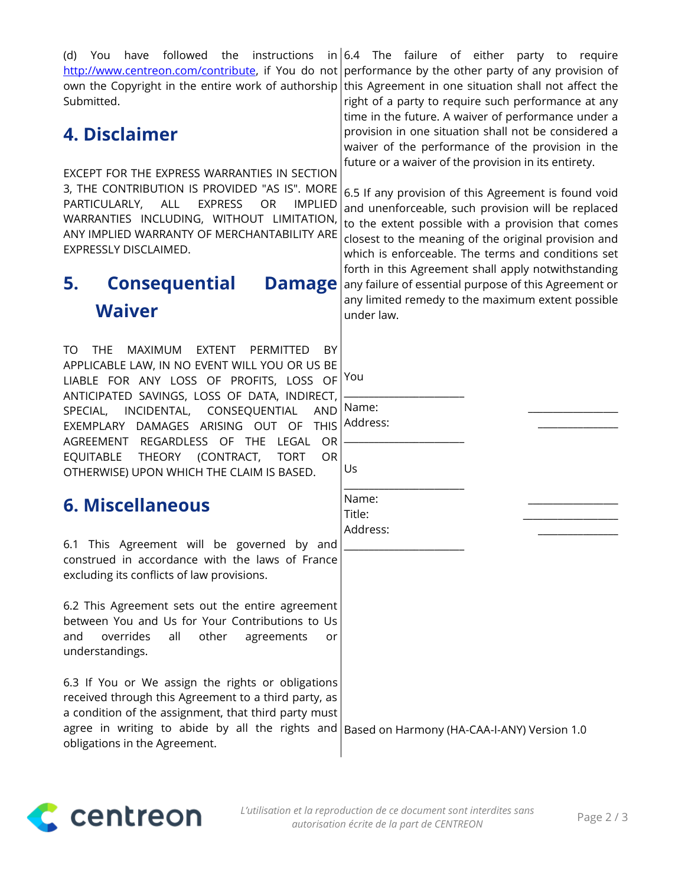(d) You have followed the instructions in [http://www.centreon.com/contribute](http://www.centreon.com/contribute), if You do not own the Copyright in the entire work of authorship Submitted.

## 4. Disclaimer

EXCEPT FOR THE EXPRESS WARRANTIES IN SECTION 3, THE CONTRIBUTION IS PROVIDED "AS IS". MORE PARTICULARLY, ALL EXPRESS OR IMPLIED WARRANTIES INCLUDING, WITHOUT LIMITATION, ANY IMPLIED WARRANTY OF MERCHANTABILITY ARE EXPRESSLY DISCLAIMED.

## 5. Consequential Damage Waiver

TO THE MAXIMUM EXTENT PERMITTED BY APPLICABLE LAW, IN NO EVENT WILL YOU OR US BE LIABLE FOR ANY LOSS OF PROFITS, LOSS OF ANTICIPATED SAVINGS, LOSS OF DATA, INDIRECT, SPECIAL, INCIDENTAL, CONSEQUENTIAL AND EXEMPLARY DAMAGES ARISING OUT OF THIS AGREEMENT REGARDLESS OF THE LEGAL OR EQUITABLE THEORY (CONTRACT, TORT OR OTHERWISE) UPON WHICH THE CLAIM IS BASED.

## 6. Miscellaneous

6.1 This Agreement will be governed by and construed in accordance with the laws of France excluding its conflicts of law provisions.

6.2 This Agreement sets out the entire agreement between You and Us for Your Contributions to Us and overrides all other agreements or understandings.

6.3 If You or We assign the rights or obligations received through this Agreement to a third party, as a condition of the assignment, that third party must agree in writing to abide by all the rights and obligations in the Agreement.

6.4 The failure of either party to require performance by the other party of any provision of this Agreement in one situation shall not affect the right of a party to require such performance at any time in the future. A waiver of performance under a provision in one situation shall not be considered a waiver of the performance of the provision in the future or a waiver of the provision in its entirety.

6.5 If any provision of this Agreement is found void and unenforceable, such provision will be replaced to the extent possible with a provision that comes closest to the meaning of the original provision and which is enforceable. The terms and conditions set forth in this Agreement shall apply notwithstanding any failure of essential purpose of this Agreement or any limited remedy to the maximum extent possible under law.

You

______________________

Name: ________________

Address: _______________

______________________

Us

______________________

Name: ________________

Title: _________________

Address: _______________

______________________

Based on Harmony (HA-CAA-I-ANY) Version 1.0

*L'utilisation et la reproduction de ce document sont interdites sans autorisation écrite de la part de CENTREON*